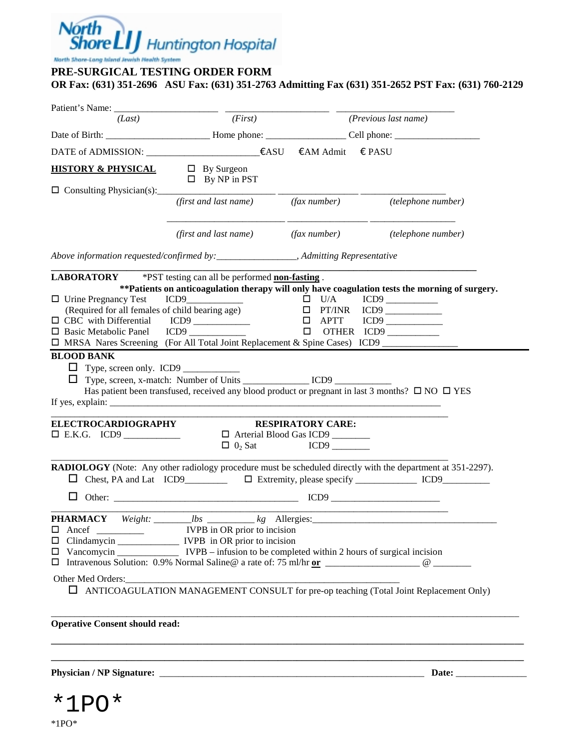North Shore LIJ Huntington Hospital

North Shore-Long Island Jewish Health System

# PRE-SURGICAL TESTING ORDER FORM

**OR Fax: (631) 351-2696 ASU Fax: (631) 351-2763 Admitting Fax (631) 351-2652 PST Fax: (631) 760-2129**

Patient's Name: _____________________ _____________________ _______________________
*(Last)* *(First)* *(Previous last name)*

Date of Birth: _____________________ Home phone: ________________ Cell phone: _________________

DATE of ADMISSION: _______________________ €ASU €AM Admit € PASU

**HISTORY & PHYSICAL** ☐ By Surgeon
☐ By NP in PST

☐ Consulting Physician(s):_______________________ ________________ _________________
*(first and last name)* *(fax number)* *(telephone number)*

_______________________ ________________ _________________
*(first and last name)* *(fax number)* *(telephone number)*

*Above information requested/confirmed by:________________, Admitting Representative*

**LABORATORY** *PST testing can all be performed **non-fasting** .

****Patients on anticoagulation therapy will only have coagulation tests the morning of surgery.**

- ☐ Urine Pregnancy Test ICD9___________ (Required for all females of child bearing age)
- ☐ CBC with Differential ICD9 ___________
- ☐ Basic Metabolic Panel ICD9 ___________
- ☐ U/A ICD9 ___________
- ☐ PT/INR ICD9 ___________
- ☐ APTT ICD9 ___________
- ☐ OTHER ICD9 ___________
- ☐ MRSA Nares Screening (For All Total Joint Replacement & Spine Cases) ICD9 _______________

**BLOOD BANK**

- ☐ Type, screen only. ICD9 ___________
- ☐ Type, screen, x-match: Number of Units _____________ ICD9 ___________

Has patient been transfused, received any blood product or pregnant in last 3 months? ☐ NO ☐ YES

If yes, explain: ____________________________________________________________

**ELECTROCARDIOGRAPHY**

☐ E.K.G. ICD9 ___________

**RESPIRATORY CARE:**

☐ Arterial Blood Gas ICD9 _______
☐ $0_2$ Sat ICD9 _______

**RADIOLOGY** (Note: Any other radiology procedure must be scheduled directly with the department at 351-2297).

☐ Chest, PA and Lat ICD9________ ☐ Extremity, please specify ____________ ICD9_________

☐ Other: ____________________________________ ICD9 _______________________

**PHARMACY** *Weight:* _______*lbs* _________ *kg* Allergies:_______________________________________

- ☐ Ancef _________ IVPB in OR prior to incision
- ☐ Clindamycin ____________ IVPB in OR prior to incision
- ☐ Vancomycin ____________ IVPB – infusion to be completed within 2 hours of surgical incision
- ☐ Intravenous Solution: 0.9% Normal Saline@ a rate of: 75 ml/hr **or** __________________ @ _______

Other Med Orders:_________________________________________________________

☐ ANTICOAGULATION MANAGEMENT CONSULT for pre-op teaching (Total Joint Replacement Only)

**Operative Consent should read:**

______________________________________________________________________________

______________________________________________________________________________

**Physician / NP Signature:** _______________________________________________ **Date:** _____________

*1PO*

*1PO*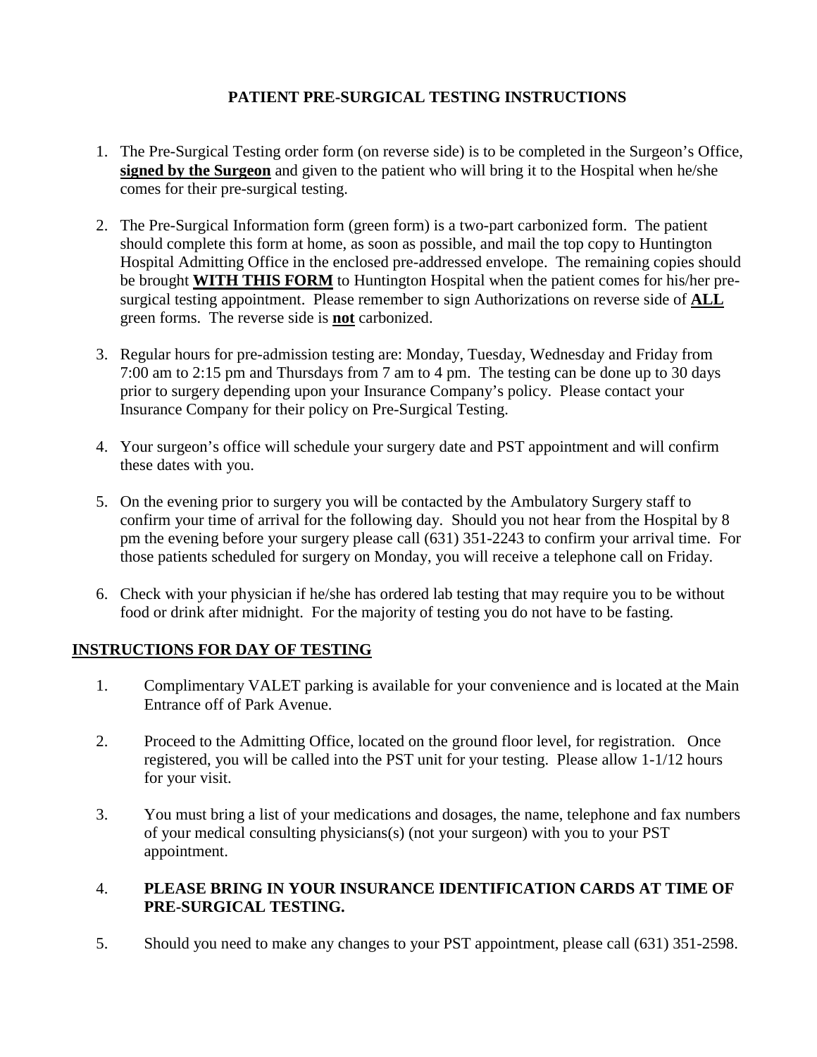# PATIENT PRE-SURGICAL TESTING INSTRUCTIONS

1. The Pre-Surgical Testing order form (on reverse side) is to be completed in the Surgeon's Office, **signed by the Surgeon** and given to the patient who will bring it to the Hospital when he/she comes for their pre-surgical testing.

2. The Pre-Surgical Information form (green form) is a two-part carbonized form. The patient should complete this form at home, as soon as possible, and mail the top copy to Huntington Hospital Admitting Office in the enclosed pre-addressed envelope. The remaining copies should be brought **WITH THIS FORM** to Huntington Hospital when the patient comes for his/her pre-surgical testing appointment. Please remember to sign Authorizations on reverse side of **ALL** green forms. The reverse side is **not** carbonized.

3. Regular hours for pre-admission testing are: Monday, Tuesday, Wednesday and Friday from 7:00 am to 2:15 pm and Thursdays from 7 am to 4 pm. The testing can be done up to 30 days prior to surgery depending upon your Insurance Company's policy. Please contact your Insurance Company for their policy on Pre-Surgical Testing.

4. Your surgeon's office will schedule your surgery date and PST appointment and will confirm these dates with you.

5. On the evening prior to surgery you will be contacted by the Ambulatory Surgery staff to confirm your time of arrival for the following day. Should you not hear from the Hospital by 8 pm the evening before your surgery please call (631) 351-2243 to confirm your arrival time. For those patients scheduled for surgery on Monday, you will receive a telephone call on Friday.

6. Check with your physician if he/she has ordered lab testing that may require you to be without food or drink after midnight. For the majority of testing you do not have to be fasting.

## INSTRUCTIONS FOR DAY OF TESTING

1. Complimentary VALET parking is available for your convenience and is located at the Main Entrance off of Park Avenue.

2. Proceed to the Admitting Office, located on the ground floor level, for registration. Once registered, you will be called into the PST unit for your testing. Please allow 1-1/12 hours for your visit.

3. You must bring a list of your medications and dosages, the name, telephone and fax numbers of your medical consulting physicians(s) (not your surgeon) with you to your PST appointment.

4. **PLEASE BRING IN YOUR INSURANCE IDENTIFICATION CARDS AT TIME OF PRE-SURGICAL TESTING.**

5. Should you need to make any changes to your PST appointment, please call (631) 351-2598.